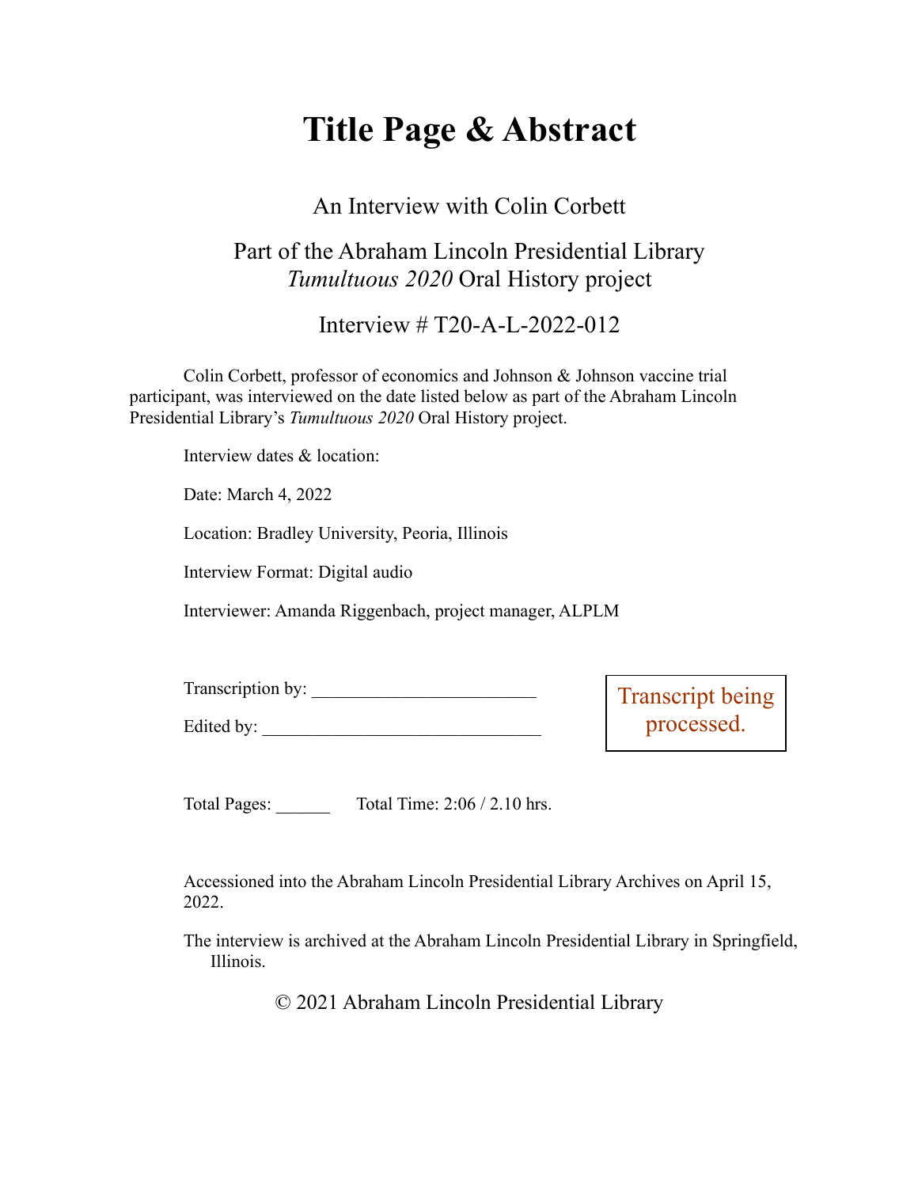# Title Page & Abstract

An Interview with Colin Corbett

Part of the Abraham Lincoln Presidential Library
*Tumultuous 2020* Oral History project

Interview # T20-A-L-2022-012

Colin Corbett, professor of economics and Johnson & Johnson vaccine trial participant, was interviewed on the date listed below as part of the Abraham Lincoln Presidential Library's *Tumultuous 2020* Oral History project.

Interview dates & location:

Date: March 4, 2022

Location: Bradley University, Peoria, Illinois

Interview Format: Digital audio

Interviewer: Amanda Riggenbach, project manager, ALPLM

Transcription by: ________________________

Edited by: ______________________________

Transcript being processed.

Total Pages: ______ Total Time: 2:06 / 2.10 hrs.

Accessioned into the Abraham Lincoln Presidential Library Archives on April 15, 2022.

The interview is archived at the Abraham Lincoln Presidential Library in Springfield, Illinois.

© 2021 Abraham Lincoln Presidential Library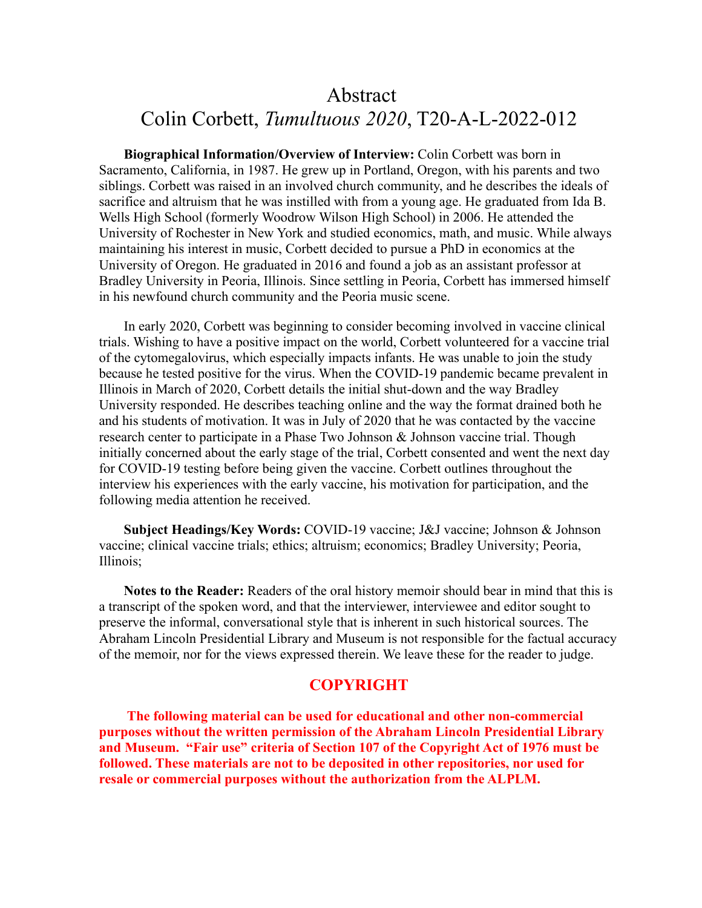# Abstract

## Colin Corbett, *Tumultuous 2020*, T20-A-L-2022-012

**Biographical Information/Overview of Interview:** Colin Corbett was born in Sacramento, California, in 1987. He grew up in Portland, Oregon, with his parents and two siblings. Corbett was raised in an involved church community, and he describes the ideals of sacrifice and altruism that he was instilled with from a young age. He graduated from Ida B. Wells High School (formerly Woodrow Wilson High School) in 2006. He attended the University of Rochester in New York and studied economics, math, and music. While always maintaining his interest in music, Corbett decided to pursue a PhD in economics at the University of Oregon. He graduated in 2016 and found a job as an assistant professor at Bradley University in Peoria, Illinois. Since settling in Peoria, Corbett has immersed himself in his newfound church community and the Peoria music scene.

In early 2020, Corbett was beginning to consider becoming involved in vaccine clinical trials. Wishing to have a positive impact on the world, Corbett volunteered for a vaccine trial of the cytomegalovirus, which especially impacts infants. He was unable to join the study because he tested positive for the virus. When the COVID-19 pandemic became prevalent in Illinois in March of 2020, Corbett details the initial shut-down and the way Bradley University responded. He describes teaching online and the way the format drained both he and his students of motivation. It was in July of 2020 that he was contacted by the vaccine research center to participate in a Phase Two Johnson & Johnson vaccine trial. Though initially concerned about the early stage of the trial, Corbett consented and went the next day for COVID-19 testing before being given the vaccine. Corbett outlines throughout the interview his experiences with the early vaccine, his motivation for participation, and the following media attention he received.

**Subject Headings/Key Words:** COVID-19 vaccine; J&J vaccine; Johnson & Johnson vaccine; clinical vaccine trials; ethics; altruism; economics; Bradley University; Peoria, Illinois;

**Notes to the Reader:** Readers of the oral history memoir should bear in mind that this is a transcript of the spoken word, and that the interviewer, interviewee and editor sought to preserve the informal, conversational style that is inherent in such historical sources. The Abraham Lincoln Presidential Library and Museum is not responsible for the factual accuracy of the memoir, nor for the views expressed therein. We leave these for the reader to judge.

## COPYRIGHT

**The following material can be used for educational and other non-commercial purposes without the written permission of the Abraham Lincoln Presidential Library and Museum. "Fair use" criteria of Section 107 of the Copyright Act of 1976 must be followed. These materials are not to be deposited in other repositories, nor used for resale or commercial purposes without the authorization from the ALPLM.**